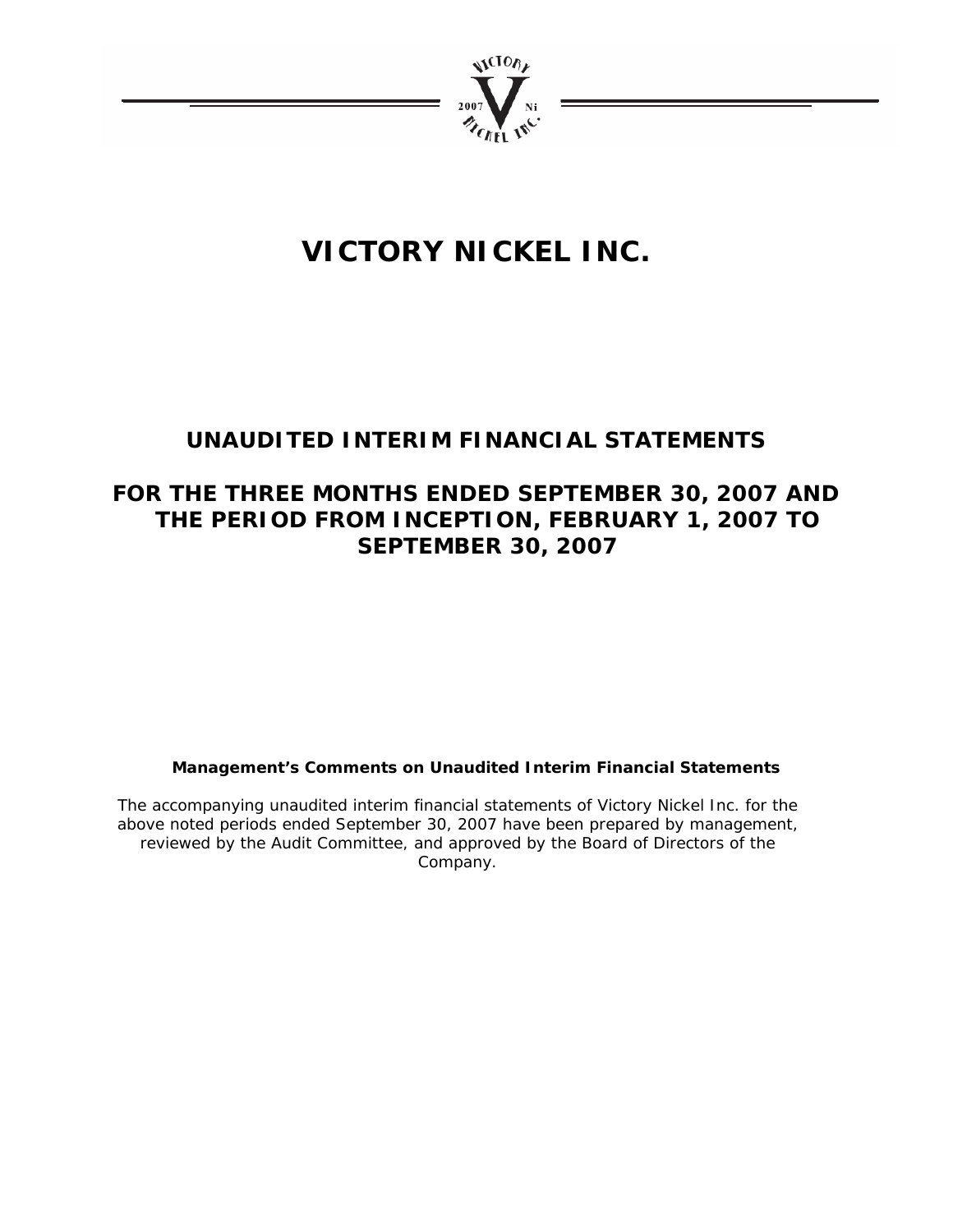# VICTORY NICKEL INC.

## UNAUDITED INTERIM FINANCIAL STATEMENTS

## FOR THE THREE MONTHS ENDED SEPTEMBER 30, 2007 AND THE PERIOD FROM INCEPTION, FEBRUARY 1, 2007 TO SEPTEMBER 30, 2007

**Management's Comments on Unaudited Interim Financial Statements**

The accompanying unaudited interim financial statements of Victory Nickel Inc. for the above noted periods ended September 30, 2007 have been prepared by management, reviewed by the Audit Committee, and approved by the Board of Directors of the Company.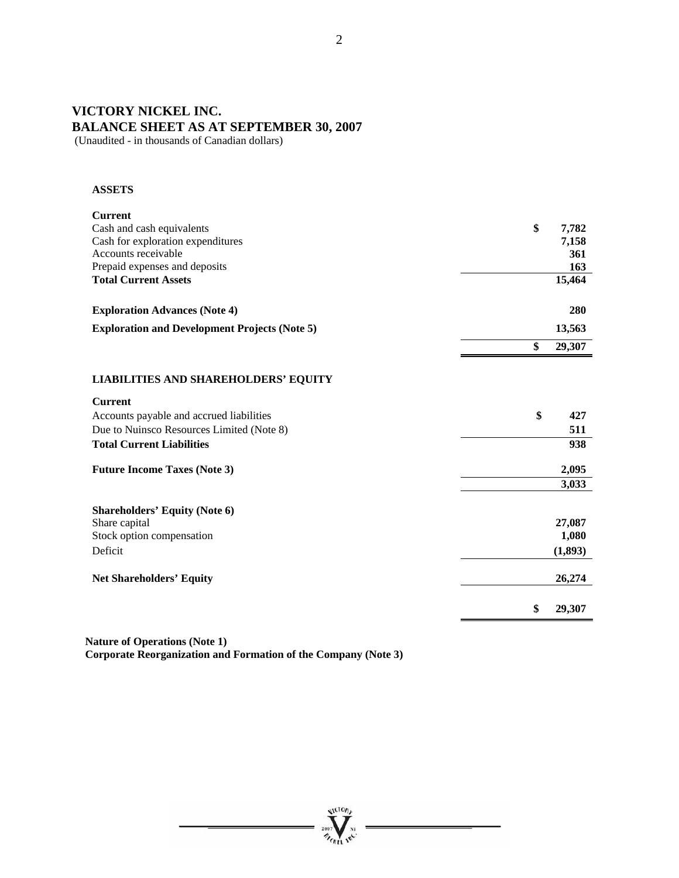# VICTORY NICKEL INC.
## BALANCE SHEET AS AT SEPTEMBER 30, 2007
(Unaudited - in thousands of Canadian dollars)

**ASSETS**

| | |
|---|---|
| **Current** | |
| Cash and cash equivalents | **$ 7,782** |
| Cash for exploration expenditures | **7,158** |
| Accounts receivable | **361** |
| Prepaid expenses and deposits | **163** |
| **Total Current Assets** | **15,464** |
| **Exploration Advances (Note 4)** | **280** |
| **Exploration and Development Projects (Note 5)** | **13,563** |
| | **$ 29,307** |

**LIABILITIES AND SHAREHOLDERS' EQUITY**

| | |
|---|---|
| **Current** | |
| Accounts payable and accrued liabilities | **$ 427** |
| Due to Nuinsco Resources Limited (Note 8) | **511** |
| **Total Current Liabilities** | **938** |
| **Future Income Taxes (Note 3)** | **2,095** |
| | **3,033** |
| **Shareholders' Equity (Note 6)** | |
| Share capital | **27,087** |
| Stock option compensation | **1,080** |
| Deficit | **(1,893)** |
| **Net Shareholders' Equity** | **26,274** |
| | **$ 29,307** |

**Nature of Operations (Note 1)**
**Corporate Reorganization and Formation of the Company (Note 3)**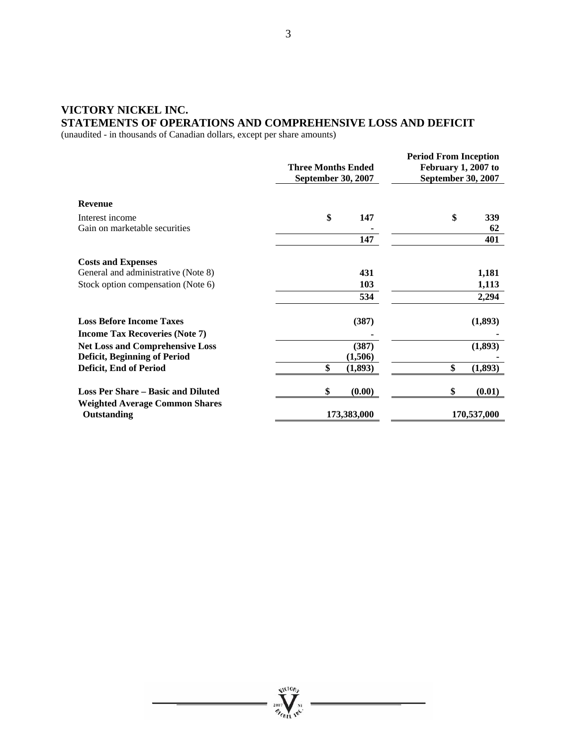# VICTORY NICKEL INC.
## STATEMENTS OF OPERATIONS AND COMPREHENSIVE LOSS AND DEFICIT

(unaudited - in thousands of Canadian dollars, except per share amounts)

| | Three Months Ended September 30, 2007 | Period From Inception February 1, 2007 to September 30, 2007 |
|---|---|---|
| **Revenue** | | |
| Interest income | $ 147 | $ 339 |
| Gain on marketable securities | - | 62 |
| | 147 | 401 |
| **Costs and Expenses** | | |
| General and administrative (Note 8) | 431 | 1,181 |
| Stock option compensation (Note 6) | 103 | 1,113 |
| | 534 | 2,294 |
| **Loss Before Income Taxes** | (387) | (1,893) |
| **Income Tax Recoveries (Note 7)** | - | - |
| **Net Loss and Comprehensive Loss** | (387) | (1,893) |
| **Deficit, Beginning of Period** | (1,506) | - |
| **Deficit, End of Period** | $ (1,893) | $ (1,893) |
| **Loss Per Share – Basic and Diluted** | $ (0.00) | $ (0.01) |
| **Weighted Average Common Shares Outstanding** | 173,383,000 | 170,537,000 |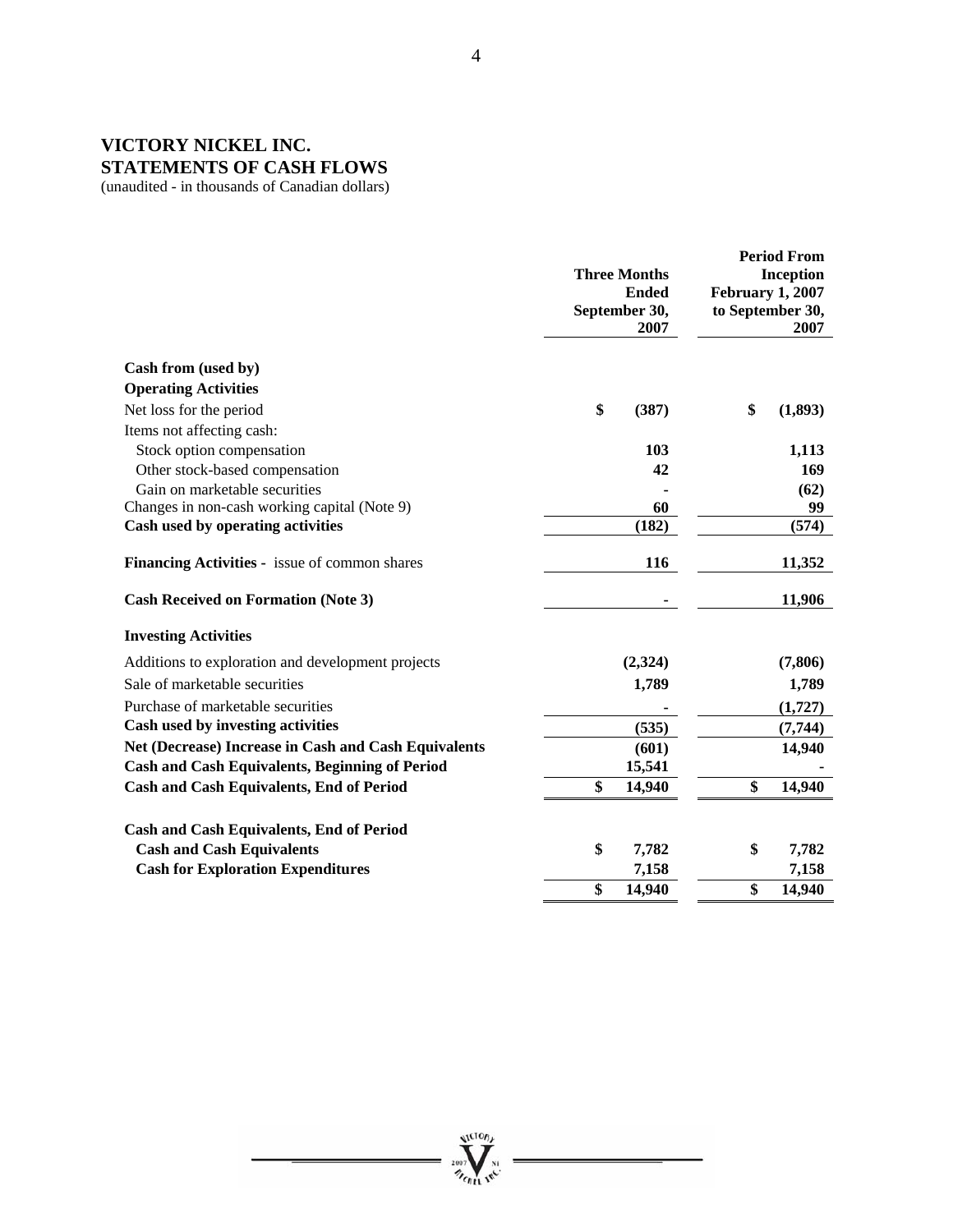# VICTORY NICKEL INC.
## STATEMENTS OF CASH FLOWS
(unaudited - in thousands of Canadian dollars)

| | Three Months Ended September 30, 2007 | Period From Inception February 1, 2007 to September 30, 2007 |
|---|---|---|
| **Cash from (used by)** | | |
| **Operating Activities** | | |
| Net loss for the period | $ (387) | $ (1,893) |
| Items not affecting cash: | | |
| Stock option compensation | 103 | 1,113 |
| Other stock-based compensation | 42 | 169 |
| Gain on marketable securities | - | (62) |
| Changes in non-cash working capital (Note 9) | 60 | 99 |
| **Cash used by operating activities** | (182) | (574) |
| **Financing Activities** - issue of common shares | 116 | 11,352 |
| **Cash Received on Formation (Note 3)** | - | 11,906 |
| **Investing Activities** | | |
| Additions to exploration and development projects | (2,324) | (7,806) |
| Sale of marketable securities | 1,789 | 1,789 |
| Purchase of marketable securities | - | (1,727) |
| **Cash used by investing activities** | (535) | (7,744) |
| **Net (Decrease) Increase in Cash and Cash Equivalents** | (601) | 14,940 |
| **Cash and Cash Equivalents, Beginning of Period** | 15,541 | - |
| **Cash and Cash Equivalents, End of Period** | $ 14,940 | $ 14,940 |
| **Cash and Cash Equivalents, End of Period** | | |
| **Cash and Cash Equivalents** | $ 7,782 | $ 7,782 |
| **Cash for Exploration Expenditures** | 7,158 | 7,158 |
| | $ 14,940 | $ 14,940 |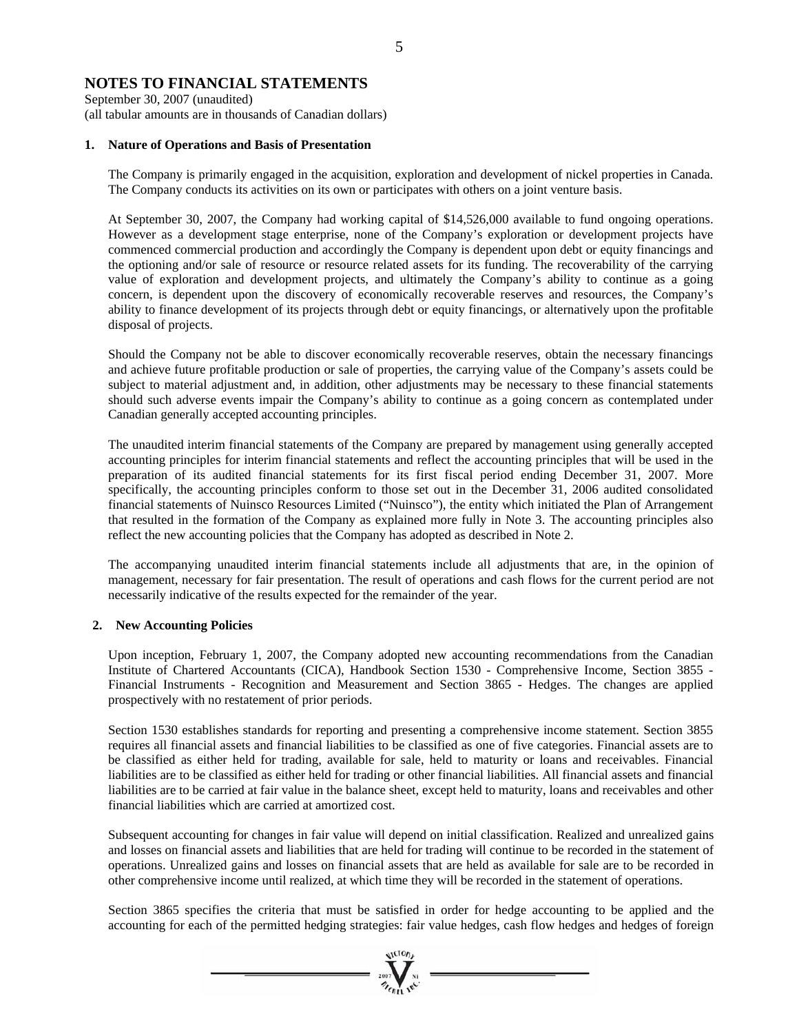# NOTES TO FINANCIAL STATEMENTS

September 30, 2007 (unaudited)
(all tabular amounts are in thousands of Canadian dollars)

## 1. Nature of Operations and Basis of Presentation

The Company is primarily engaged in the acquisition, exploration and development of nickel properties in Canada. The Company conducts its activities on its own or participates with others on a joint venture basis.

At September 30, 2007, the Company had working capital of $14,526,000 available to fund ongoing operations. However as a development stage enterprise, none of the Company's exploration or development projects have commenced commercial production and accordingly the Company is dependent upon debt or equity financings and the optioning and/or sale of resource or resource related assets for its funding. The recoverability of the carrying value of exploration and development projects, and ultimately the Company's ability to continue as a going concern, is dependent upon the discovery of economically recoverable reserves and resources, the Company's ability to finance development of its projects through debt or equity financings, or alternatively upon the profitable disposal of projects.

Should the Company not be able to discover economically recoverable reserves, obtain the necessary financings and achieve future profitable production or sale of properties, the carrying value of the Company's assets could be subject to material adjustment and, in addition, other adjustments may be necessary to these financial statements should such adverse events impair the Company's ability to continue as a going concern as contemplated under Canadian generally accepted accounting principles.

The unaudited interim financial statements of the Company are prepared by management using generally accepted accounting principles for interim financial statements and reflect the accounting principles that will be used in the preparation of its audited financial statements for its first fiscal period ending December 31, 2007. More specifically, the accounting principles conform to those set out in the December 31, 2006 audited consolidated financial statements of Nuinsco Resources Limited ("Nuinsco"), the entity which initiated the Plan of Arrangement that resulted in the formation of the Company as explained more fully in Note 3. The accounting principles also reflect the new accounting policies that the Company has adopted as described in Note 2.

The accompanying unaudited interim financial statements include all adjustments that are, in the opinion of management, necessary for fair presentation. The result of operations and cash flows for the current period are not necessarily indicative of the results expected for the remainder of the year.

## 2. New Accounting Policies

Upon inception, February 1, 2007, the Company adopted new accounting recommendations from the Canadian Institute of Chartered Accountants (CICA), Handbook Section 1530 - Comprehensive Income, Section 3855 - Financial Instruments - Recognition and Measurement and Section 3865 - Hedges. The changes are applied prospectively with no restatement of prior periods.

Section 1530 establishes standards for reporting and presenting a comprehensive income statement. Section 3855 requires all financial assets and financial liabilities to be classified as one of five categories. Financial assets are to be classified as either held for trading, available for sale, held to maturity or loans and receivables. Financial liabilities are to be classified as either held for trading or other financial liabilities. All financial assets and financial liabilities are to be carried at fair value in the balance sheet, except held to maturity, loans and receivables and other financial liabilities which are carried at amortized cost.

Subsequent accounting for changes in fair value will depend on initial classification. Realized and unrealized gains and losses on financial assets and liabilities that are held for trading will continue to be recorded in the statement of operations. Unrealized gains and losses on financial assets that are held as available for sale are to be recorded in other comprehensive income until realized, at which time they will be recorded in the statement of operations.

Section 3865 specifies the criteria that must be satisfied in order for hedge accounting to be applied and the accounting for each of the permitted hedging strategies: fair value hedges, cash flow hedges and hedges of foreign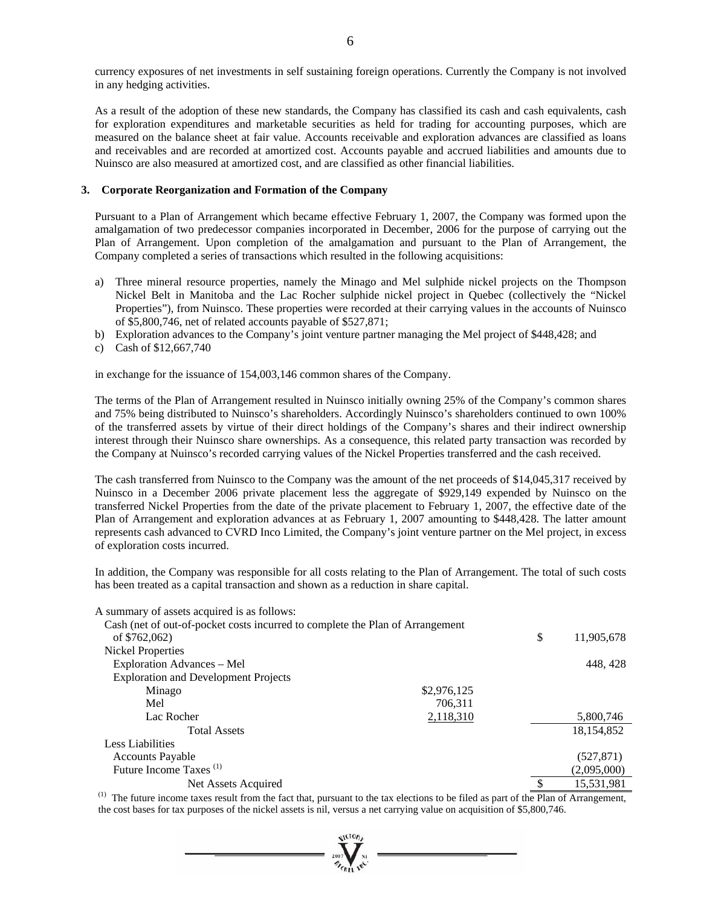currency exposures of net investments in self sustaining foreign operations. Currently the Company is not involved in any hedging activities.

As a result of the adoption of these new standards, the Company has classified its cash and cash equivalents, cash for exploration expenditures and marketable securities as held for trading for accounting purposes, which are measured on the balance sheet at fair value. Accounts receivable and exploration advances are classified as loans and receivables and are recorded at amortized cost. Accounts payable and accrued liabilities and amounts due to Nuinsco are also measured at amortized cost, and are classified as other financial liabilities.

## 3. Corporate Reorganization and Formation of the Company

Pursuant to a Plan of Arrangement which became effective February 1, 2007, the Company was formed upon the amalgamation of two predecessor companies incorporated in December, 2006 for the purpose of carrying out the Plan of Arrangement. Upon completion of the amalgamation and pursuant to the Plan of Arrangement, the Company completed a series of transactions which resulted in the following acquisitions:

a) Three mineral resource properties, namely the Minago and Mel sulphide nickel projects on the Thompson Nickel Belt in Manitoba and the Lac Rocher sulphide nickel project in Quebec (collectively the "Nickel Properties"), from Nuinsco. These properties were recorded at their carrying values in the accounts of Nuinsco of $5,800,746, net of related accounts payable of $527,871;
b) Exploration advances to the Company's joint venture partner managing the Mel project of $448,428; and
c) Cash of $12,667,740

in exchange for the issuance of 154,003,146 common shares of the Company.

The terms of the Plan of Arrangement resulted in Nuinsco initially owning 25% of the Company's common shares and 75% being distributed to Nuinsco's shareholders. Accordingly Nuinsco's shareholders continued to own 100% of the transferred assets by virtue of their direct holdings of the Company's shares and their indirect ownership interest through their Nuinsco share ownerships. As a consequence, this related party transaction was recorded by the Company at Nuinsco's recorded carrying values of the Nickel Properties transferred and the cash received.

The cash transferred from Nuinsco to the Company was the amount of the net proceeds of $14,045,317 received by Nuinsco in a December 2006 private placement less the aggregate of $929,149 expended by Nuinsco on the transferred Nickel Properties from the date of the private placement to February 1, 2007, the effective date of the Plan of Arrangement and exploration advances at as February 1, 2007 amounting to $448,428. The latter amount represents cash advanced to CVRD Inco Limited, the Company's joint venture partner on the Mel project, in excess of exploration costs incurred.

In addition, the Company was responsible for all costs relating to the Plan of Arrangement. The total of such costs has been treated as a capital transaction and shown as a reduction in share capital.

A summary of assets acquired is as follows:

| | | |
|---|---|---|
| Cash (net of out-of-pocket costs incurred to complete the Plan of Arrangement of $762,062) | | $ 11,905,678 |
| Nickel Properties | | |
| Exploration Advances – Mel | | 448, 428 |
| Exploration and Development Projects | | |
| Minago | $2,976,125 | |
| Mel | 706,311 | |
| Lac Rocher | 2,118,310 | 5,800,746 |
| Total Assets | | 18,154,852 |
| Less Liabilities | | |
| Accounts Payable | | (527,871) |
| Future Income Taxes (1) | | (2,095,000) |
| Net Assets Acquired | | $ 15,531,981 |

(1) The future income taxes result from the fact that, pursuant to the tax elections to be filed as part of the Plan of Arrangement, the cost bases for tax purposes of the nickel assets is nil, versus a net carrying value on acquisition of $5,800,746.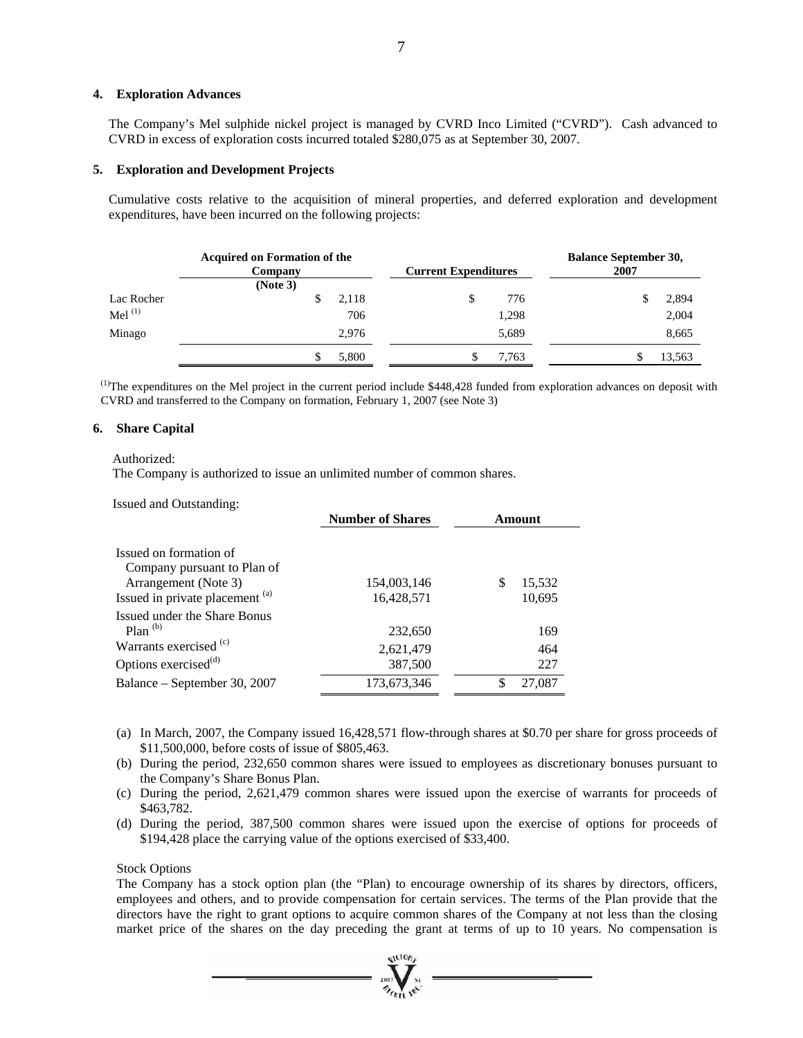## 4. Exploration Advances

The Company's Mel sulphide nickel project is managed by CVRD Inco Limited ("CVRD"). Cash advanced to CVRD in excess of exploration costs incurred totaled $280,075 as at September 30, 2007.

## 5. Exploration and Development Projects

Cumulative costs relative to the acquisition of mineral properties, and deferred exploration and development expenditures, have been incurred on the following projects:

| | Acquired on Formation of the Company (Note 3) | Current Expenditures | Balance September 30, 2007 |
|---|---|---|---|
| Lac Rocher | $ 2,118 | $ 776 | $ 2,894 |
| Mel [(1)] | 706 | 1,298 | 2,004 |
| Minago | 2,976 | 5,689 | 8,665 |
| | $ 5,800 | $ 7,763 | $ 13,563 |

[(1)] The expenditures on the Mel project in the current period include $448,428 funded from exploration advances on deposit with CVRD and transferred to the Company on formation, February 1, 2007 (see Note 3)

## 6. Share Capital

Authorized:
The Company is authorized to issue an unlimited number of common shares.

Issued and Outstanding:

| | Number of Shares | Amount |
|---|---|---|
| Issued on formation of Company pursuant to Plan of Arrangement (Note 3) | 154,003,146 | $ 15,532 |
| Issued in private placement [(a)] | 16,428,571 | 10,695 |
| Issued under the Share Bonus Plan [(b)] | 232,650 | 169 |
| Warrants exercised [(c)] | 2,621,479 | 464 |
| Options exercised [(d)] | 387,500 | 227 |
| Balance – September 30, 2007 | 173,673,346 | $ 27,087 |

(a) In March, 2007, the Company issued 16,428,571 flow-through shares at $0.70 per share for gross proceeds of $11,500,000, before costs of issue of $805,463.

(b) During the period, 232,650 common shares were issued to employees as discretionary bonuses pursuant to the Company's Share Bonus Plan.

(c) During the period, 2,621,479 common shares were issued upon the exercise of warrants for proceeds of $463,782.

(d) During the period, 387,500 common shares were issued upon the exercise of options for proceeds of $194,428 place the carrying value of the options exercised of $33,400.

Stock Options

The Company has a stock option plan (the "Plan) to encourage ownership of its shares by directors, officers, employees and others, and to provide compensation for certain services. The terms of the Plan provide that the directors have the right to grant options to acquire common shares of the Company at not less than the closing market price of the shares on the day preceding the grant at terms of up to 10 years. No compensation is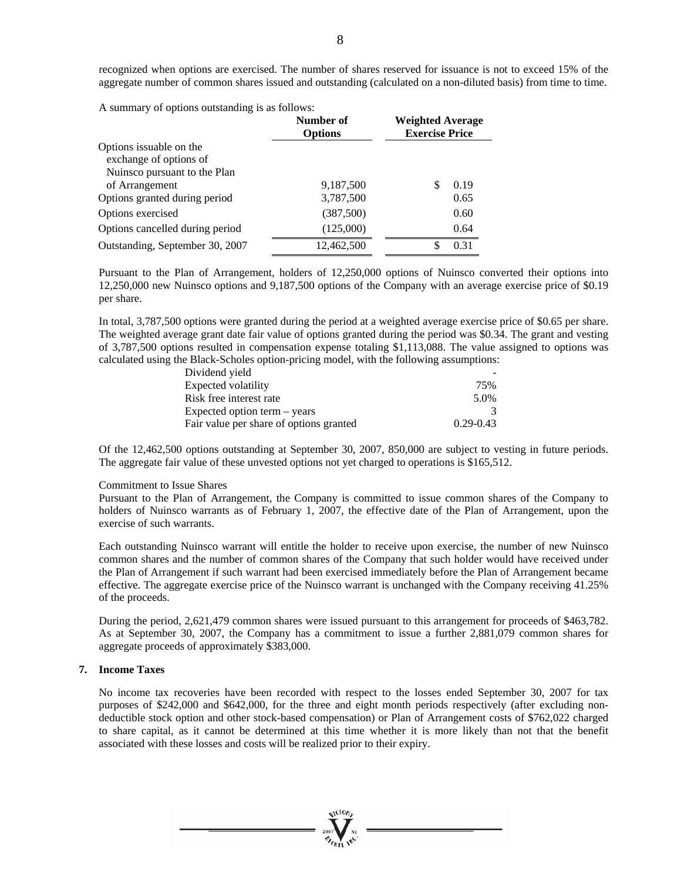recognized when options are exercised. The number of shares reserved for issuance is not to exceed 15% of the aggregate number of common shares issued and outstanding (calculated on a non-diluted basis) from time to time.

A summary of options outstanding is as follows:

| | Number of Options | Weighted Average Exercise Price |
|---|---|---|
| Options issuable on the exchange of options of Nuinsco pursuant to the Plan of Arrangement | 9,187,500 | $ 0.19 |
| Options granted during period | 3,787,500 | 0.65 |
| Options exercised | (387,500) | 0.60 |
| Options cancelled during period | (125,000) | 0.64 |
| Outstanding, September 30, 2007 | 12,462,500 | $ 0.31 |

Pursuant to the Plan of Arrangement, holders of 12,250,000 options of Nuinsco converted their options into 12,250,000 new Nuinsco options and 9,187,500 options of the Company with an average exercise price of $0.19 per share.

In total, 3,787,500 options were granted during the period at a weighted average exercise price of $0.65 per share. The weighted average grant date fair value of options granted during the period was $0.34. The grant and vesting of 3,787,500 options resulted in compensation expense totaling $1,113,088. The value assigned to options was calculated using the Black-Scholes option-pricing model, with the following assumptions:

| | |
|---|---|
| Dividend yield | - |
| Expected volatility | 75% |
| Risk free interest rate | 5.0% |
| Expected option term – years | 3 |
| Fair value per share of options granted | 0.29-0.43 |

Of the 12,462,500 options outstanding at September 30, 2007, 850,000 are subject to vesting in future periods. The aggregate fair value of these unvested options not yet charged to operations is $165,512.

Commitment to Issue Shares

Pursuant to the Plan of Arrangement, the Company is committed to issue common shares of the Company to holders of Nuinsco warrants as of February 1, 2007, the effective date of the Plan of Arrangement, upon the exercise of such warrants.

Each outstanding Nuinsco warrant will entitle the holder to receive upon exercise, the number of new Nuinsco common shares and the number of common shares of the Company that such holder would have received under the Plan of Arrangement if such warrant had been exercised immediately before the Plan of Arrangement became effective. The aggregate exercise price of the Nuinsco warrant is unchanged with the Company receiving 41.25% of the proceeds.

During the period, 2,621,479 common shares were issued pursuant to this arrangement for proceeds of $463,782. As at September 30, 2007, the Company has a commitment to issue a further 2,881,079 common shares for aggregate proceeds of approximately $383,000.

## 7. Income Taxes

No income tax recoveries have been recorded with respect to the losses ended September 30, 2007 for tax purposes of $242,000 and $642,000, for the three and eight month periods respectively (after excluding non-deductible stock option and other stock-based compensation) or Plan of Arrangement costs of $762,022 charged to share capital, as it cannot be determined at this time whether it is more likely than not that the benefit associated with these losses and costs will be realized prior to their expiry.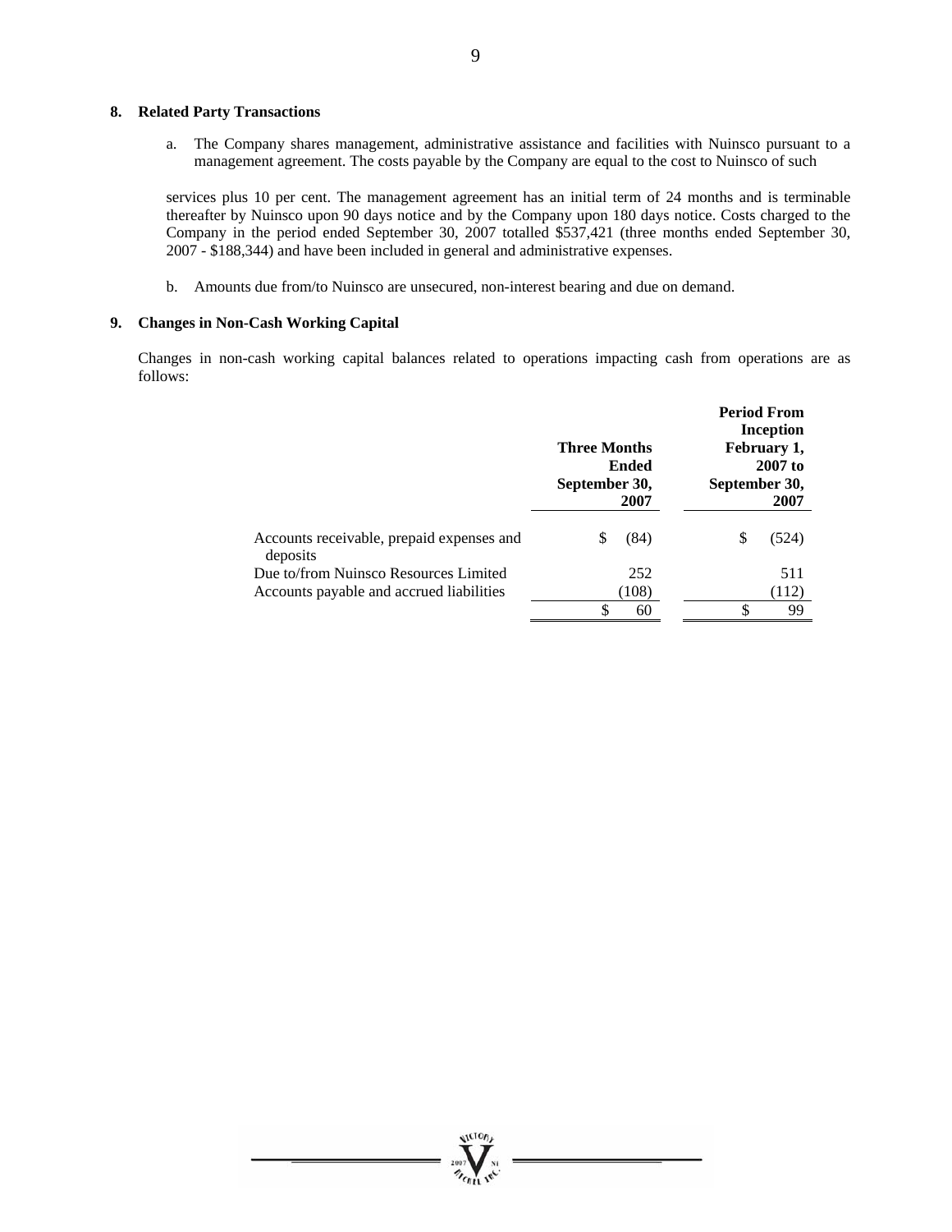## 8. Related Party Transactions

a. The Company shares management, administrative assistance and facilities with Nuinsco pursuant to a management agreement. The costs payable by the Company are equal to the cost to Nuinsco of such

services plus 10 per cent. The management agreement has an initial term of 24 months and is terminable thereafter by Nuinsco upon 90 days notice and by the Company upon 180 days notice. Costs charged to the Company in the period ended September 30, 2007 totalled $537,421 (three months ended September 30, 2007 - $188,344) and have been included in general and administrative expenses.

b. Amounts due from/to Nuinsco are unsecured, non-interest bearing and due on demand.

## 9. Changes in Non-Cash Working Capital

Changes in non-cash working capital balances related to operations impacting cash from operations are as follows:

| | Three Months Ended September 30, 2007 | Period From Inception February 1, 2007 to September 30, 2007 |
|---|---|---|
| Accounts receivable, prepaid expenses and deposits | $ (84) | $ (524) |
| Due to/from Nuinsco Resources Limited | 252 | 511 |
| Accounts payable and accrued liabilities | (108) | (112) |
| | $ 60 | $ 99 |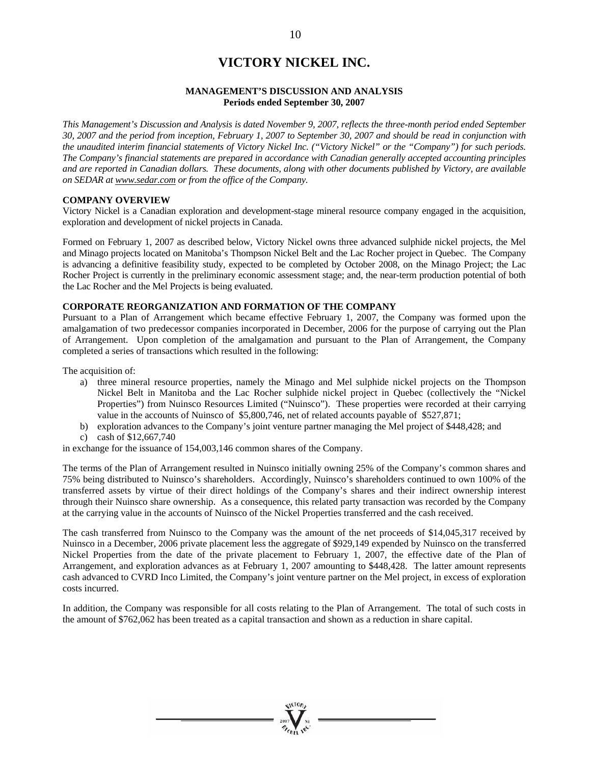# VICTORY NICKEL INC.

**MANAGEMENT'S DISCUSSION AND ANALYSIS**
**Periods ended September 30, 2007**

*This Management's Discussion and Analysis is dated November 9, 2007, reflects the three-month period ended September 30, 2007 and the period from inception, February 1, 2007 to September 30, 2007 and should be read in conjunction with the unaudited interim financial statements of Victory Nickel Inc. ("Victory Nickel" or the "Company") for such periods. The Company's financial statements are prepared in accordance with Canadian generally accepted accounting principles and are reported in Canadian dollars. These documents, along with other documents published by Victory, are available on SEDAR at www.sedar.com or from the office of the Company.*

**COMPANY OVERVIEW**

Victory Nickel is a Canadian exploration and development-stage mineral resource company engaged in the acquisition, exploration and development of nickel projects in Canada.

Formed on February 1, 2007 as described below, Victory Nickel owns three advanced sulphide nickel projects, the Mel and Minago projects located on Manitoba's Thompson Nickel Belt and the Lac Rocher project in Quebec. The Company is advancing a definitive feasibility study, expected to be completed by October 2008, on the Minago Project; the Lac Rocher Project is currently in the preliminary economic assessment stage; and, the near-term production potential of both the Lac Rocher and the Mel Projects is being evaluated.

**CORPORATE REORGANIZATION AND FORMATION OF THE COMPANY**

Pursuant to a Plan of Arrangement which became effective February 1, 2007, the Company was formed upon the amalgamation of two predecessor companies incorporated in December, 2006 for the purpose of carrying out the Plan of Arrangement. Upon completion of the amalgamation and pursuant to the Plan of Arrangement, the Company completed a series of transactions which resulted in the following:

The acquisition of:

a) three mineral resource properties, namely the Minago and Mel sulphide nickel projects on the Thompson Nickel Belt in Manitoba and the Lac Rocher sulphide nickel project in Quebec (collectively the "Nickel Properties") from Nuinsco Resources Limited ("Nuinsco"). These properties were recorded at their carrying value in the accounts of Nuinsco of $5,800,746, net of related accounts payable of $527,871;
b) exploration advances to the Company's joint venture partner managing the Mel project of $448,428; and
c) cash of $12,667,740

in exchange for the issuance of 154,003,146 common shares of the Company.

The terms of the Plan of Arrangement resulted in Nuinsco initially owning 25% of the Company's common shares and 75% being distributed to Nuinsco's shareholders. Accordingly, Nuinsco's shareholders continued to own 100% of the transferred assets by virtue of their direct holdings of the Company's shares and their indirect ownership interest through their Nuinsco share ownership. As a consequence, this related party transaction was recorded by the Company at the carrying value in the accounts of Nuinsco of the Nickel Properties transferred and the cash received.

The cash transferred from Nuinsco to the Company was the amount of the net proceeds of $14,045,317 received by Nuinsco in a December, 2006 private placement less the aggregate of $929,149 expended by Nuinsco on the transferred Nickel Properties from the date of the private placement to February 1, 2007, the effective date of the Plan of Arrangement, and exploration advances as at February 1, 2007 amounting to $448,428. The latter amount represents cash advanced to CVRD Inco Limited, the Company's joint venture partner on the Mel project, in excess of exploration costs incurred.

In addition, the Company was responsible for all costs relating to the Plan of Arrangement. The total of such costs in the amount of $762,062 has been treated as a capital transaction and shown as a reduction in share capital.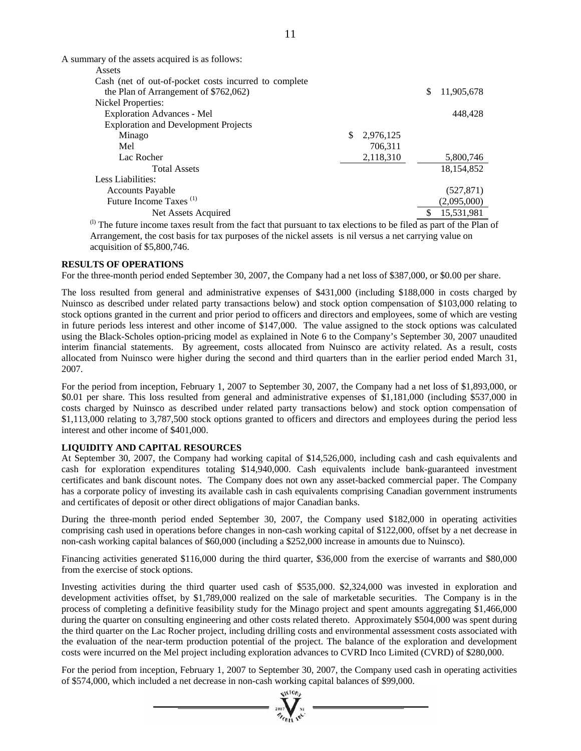A summary of the assets acquired is as follows:

| | | |
|---|---|---|
| Assets | | |
| Cash (net of out-of-pocket costs incurred to complete the Plan of Arrangement of $762,062) | | $ 11,905,678 |
| Nickel Properties: | | |
| Exploration Advances - Mel | | 448,428 |
| Exploration and Development Projects | | |
| Minago | $ 2,976,125 | |
| Mel | 706,311 | |
| Lac Rocher | 2,118,310 | 5,800,746 |
| Total Assets | | 18,154,852 |
| Less Liabilities: | | |
| Accounts Payable | | (527,871) |
| Future Income Taxes [1] | | (2,095,000) |
| Net Assets Acquired | | $ 15,531,981 |

[1] The future income taxes result from the fact that pursuant to tax elections to be filed as part of the Plan of Arrangement, the cost basis for tax purposes of the nickel assets is nil versus a net carrying value on acquisition of $5,800,746.

**RESULTS OF OPERATIONS**

For the three-month period ended September 30, 2007, the Company had a net loss of $387,000, or $0.00 per share.

The loss resulted from general and administrative expenses of $431,000 (including $188,000 in costs charged by Nuinsco as described under related party transactions below) and stock option compensation of $103,000 relating to stock options granted in the current and prior period to officers and directors and employees, some of which are vesting in future periods less interest and other income of $147,000. The value assigned to the stock options was calculated using the Black-Scholes option-pricing model as explained in Note 6 to the Company's September 30, 2007 unaudited interim financial statements. By agreement, costs allocated from Nuinsco are activity related. As a result, costs allocated from Nuinsco were higher during the second and third quarters than in the earlier period ended March 31, 2007.

For the period from inception, February 1, 2007 to September 30, 2007, the Company had a net loss of $1,893,000, or $0.01 per share. This loss resulted from general and administrative expenses of $1,181,000 (including $537,000 in costs charged by Nuinsco as described under related party transactions below) and stock option compensation of $1,113,000 relating to 3,787,500 stock options granted to officers and directors and employees during the period less interest and other income of $401,000.

**LIQUIDITY AND CAPITAL RESOURCES**

At September 30, 2007, the Company had working capital of $14,526,000, including cash and cash equivalents and cash for exploration expenditures totaling $14,940,000. Cash equivalents include bank-guaranteed investment certificates and bank discount notes. The Company does not own any asset-backed commercial paper. The Company has a corporate policy of investing its available cash in cash equivalents comprising Canadian government instruments and certificates of deposit or other direct obligations of major Canadian banks.

During the three-month period ended September 30, 2007, the Company used $182,000 in operating activities comprising cash used in operations before changes in non-cash working capital of $122,000, offset by a net decrease in non-cash working capital balances of $60,000 (including a $252,000 increase in amounts due to Nuinsco).

Financing activities generated $116,000 during the third quarter, $36,000 from the exercise of warrants and $80,000 from the exercise of stock options.

Investing activities during the third quarter used cash of $535,000. $2,324,000 was invested in exploration and development activities offset, by $1,789,000 realized on the sale of marketable securities. The Company is in the process of completing a definitive feasibility study for the Minago project and spent amounts aggregating $1,466,000 during the quarter on consulting engineering and other costs related thereto. Approximately $504,000 was spent during the third quarter on the Lac Rocher project, including drilling costs and environmental assessment costs associated with the evaluation of the near-term production potential of the project. The balance of the exploration and development costs were incurred on the Mel project including exploration advances to CVRD Inco Limited (CVRD) of $280,000.

For the period from inception, February 1, 2007 to September 30, 2007, the Company used cash in operating activities of $574,000, which included a net decrease in non-cash working capital balances of $99,000.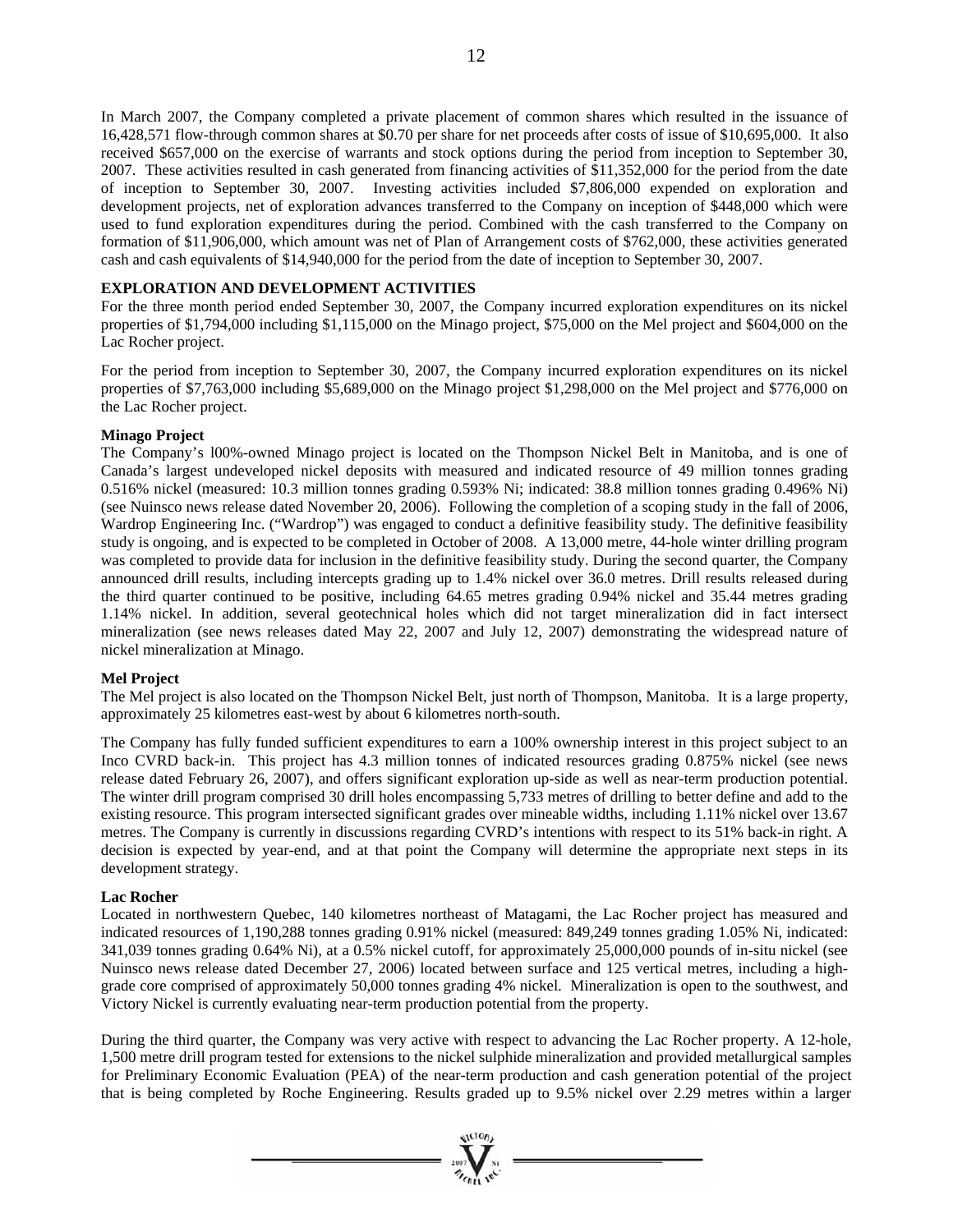In March 2007, the Company completed a private placement of common shares which resulted in the issuance of 16,428,571 flow-through common shares at $0.70 per share for net proceeds after costs of issue of $10,695,000. It also received $657,000 on the exercise of warrants and stock options during the period from inception to September 30, 2007. These activities resulted in cash generated from financing activities of $11,352,000 for the period from the date of inception to September 30, 2007. Investing activities included $7,806,000 expended on exploration and development projects, net of exploration advances transferred to the Company on inception of $448,000 which were used to fund exploration expenditures during the period. Combined with the cash transferred to the Company on formation of $11,906,000, which amount was net of Plan of Arrangement costs of $762,000, these activities generated cash and cash equivalents of $14,940,000 for the period from the date of inception to September 30, 2007.

## EXPLORATION AND DEVELOPMENT ACTIVITIES

For the three month period ended September 30, 2007, the Company incurred exploration expenditures on its nickel properties of $1,794,000 including $1,115,000 on the Minago project, $75,000 on the Mel project and $604,000 on the Lac Rocher project.

For the period from inception to September 30, 2007, the Company incurred exploration expenditures on its nickel properties of $7,763,000 including $5,689,000 on the Minago project $1,298,000 on the Mel project and $776,000 on the Lac Rocher project.

### Minago Project

The Company's l00%-owned Minago project is located on the Thompson Nickel Belt in Manitoba, and is one of Canada's largest undeveloped nickel deposits with measured and indicated resource of 49 million tonnes grading 0.516% nickel (measured: 10.3 million tonnes grading 0.593% Ni; indicated: 38.8 million tonnes grading 0.496% Ni) (see Nuinsco news release dated November 20, 2006). Following the completion of a scoping study in the fall of 2006, Wardrop Engineering Inc. ("Wardrop") was engaged to conduct a definitive feasibility study. The definitive feasibility study is ongoing, and is expected to be completed in October of 2008. A 13,000 metre, 44-hole winter drilling program was completed to provide data for inclusion in the definitive feasibility study. During the second quarter, the Company announced drill results, including intercepts grading up to 1.4% nickel over 36.0 metres. Drill results released during the third quarter continued to be positive, including 64.65 metres grading 0.94% nickel and 35.44 metres grading 1.14% nickel. In addition, several geotechnical holes which did not target mineralization did in fact intersect mineralization (see news releases dated May 22, 2007 and July 12, 2007) demonstrating the widespread nature of nickel mineralization at Minago.

### Mel Project

The Mel project is also located on the Thompson Nickel Belt, just north of Thompson, Manitoba. It is a large property, approximately 25 kilometres east-west by about 6 kilometres north-south.

The Company has fully funded sufficient expenditures to earn a 100% ownership interest in this project subject to an Inco CVRD back-in. This project has 4.3 million tonnes of indicated resources grading 0.875% nickel (see news release dated February 26, 2007), and offers significant exploration up-side as well as near-term production potential. The winter drill program comprised 30 drill holes encompassing 5,733 metres of drilling to better define and add to the existing resource. This program intersected significant grades over mineable widths, including 1.11% nickel over 13.67 metres. The Company is currently in discussions regarding CVRD's intentions with respect to its 51% back-in right. A decision is expected by year-end, and at that point the Company will determine the appropriate next steps in its development strategy.

### Lac Rocher

Located in northwestern Quebec, 140 kilometres northeast of Matagami, the Lac Rocher project has measured and indicated resources of 1,190,288 tonnes grading 0.91% nickel (measured: 849,249 tonnes grading 1.05% Ni, indicated: 341,039 tonnes grading 0.64% Ni), at a 0.5% nickel cutoff, for approximately 25,000,000 pounds of in-situ nickel (see Nuinsco news release dated December 27, 2006) located between surface and 125 vertical metres, including a high-grade core comprised of approximately 50,000 tonnes grading 4% nickel. Mineralization is open to the southwest, and Victory Nickel is currently evaluating near-term production potential from the property.

During the third quarter, the Company was very active with respect to advancing the Lac Rocher property. A 12-hole, 1,500 metre drill program tested for extensions to the nickel sulphide mineralization and provided metallurgical samples for Preliminary Economic Evaluation (PEA) of the near-term production and cash generation potential of the project that is being completed by Roche Engineering. Results graded up to 9.5% nickel over 2.29 metres within a larger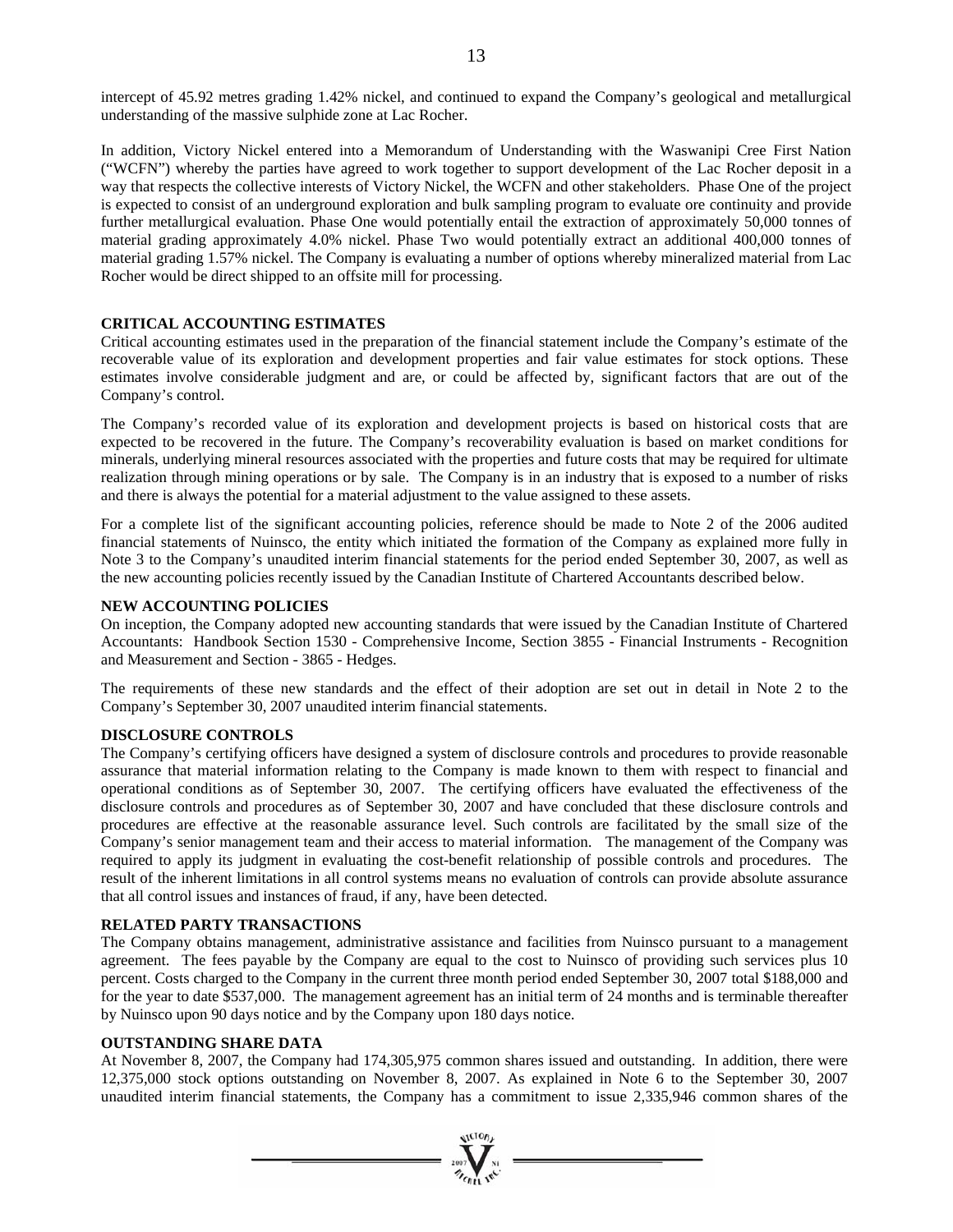intercept of 45.92 metres grading 1.42% nickel, and continued to expand the Company's geological and metallurgical understanding of the massive sulphide zone at Lac Rocher.

In addition, Victory Nickel entered into a Memorandum of Understanding with the Waswanipi Cree First Nation ("WCFN") whereby the parties have agreed to work together to support development of the Lac Rocher deposit in a way that respects the collective interests of Victory Nickel, the WCFN and other stakeholders. Phase One of the project is expected to consist of an underground exploration and bulk sampling program to evaluate ore continuity and provide further metallurgical evaluation. Phase One would potentially entail the extraction of approximately 50,000 tonnes of material grading approximately 4.0% nickel. Phase Two would potentially extract an additional 400,000 tonnes of material grading 1.57% nickel. The Company is evaluating a number of options whereby mineralized material from Lac Rocher would be direct shipped to an offsite mill for processing.

## CRITICAL ACCOUNTING ESTIMATES

Critical accounting estimates used in the preparation of the financial statement include the Company's estimate of the recoverable value of its exploration and development properties and fair value estimates for stock options. These estimates involve considerable judgment and are, or could be affected by, significant factors that are out of the Company's control.

The Company's recorded value of its exploration and development projects is based on historical costs that are expected to be recovered in the future. The Company's recoverability evaluation is based on market conditions for minerals, underlying mineral resources associated with the properties and future costs that may be required for ultimate realization through mining operations or by sale. The Company is in an industry that is exposed to a number of risks and there is always the potential for a material adjustment to the value assigned to these assets.

For a complete list of the significant accounting policies, reference should be made to Note 2 of the 2006 audited financial statements of Nuinsco, the entity which initiated the formation of the Company as explained more fully in Note 3 to the Company's unaudited interim financial statements for the period ended September 30, 2007, as well as the new accounting policies recently issued by the Canadian Institute of Chartered Accountants described below.

## NEW ACCOUNTING POLICIES

On inception, the Company adopted new accounting standards that were issued by the Canadian Institute of Chartered Accountants: Handbook Section 1530 - Comprehensive Income, Section 3855 - Financial Instruments - Recognition and Measurement and Section - 3865 - Hedges.

The requirements of these new standards and the effect of their adoption are set out in detail in Note 2 to the Company's September 30, 2007 unaudited interim financial statements.

## DISCLOSURE CONTROLS

The Company's certifying officers have designed a system of disclosure controls and procedures to provide reasonable assurance that material information relating to the Company is made known to them with respect to financial and operational conditions as of September 30, 2007. The certifying officers have evaluated the effectiveness of the disclosure controls and procedures as of September 30, 2007 and have concluded that these disclosure controls and procedures are effective at the reasonable assurance level. Such controls are facilitated by the small size of the Company's senior management team and their access to material information. The management of the Company was required to apply its judgment in evaluating the cost-benefit relationship of possible controls and procedures. The result of the inherent limitations in all control systems means no evaluation of controls can provide absolute assurance that all control issues and instances of fraud, if any, have been detected.

## RELATED PARTY TRANSACTIONS

The Company obtains management, administrative assistance and facilities from Nuinsco pursuant to a management agreement. The fees payable by the Company are equal to the cost to Nuinsco of providing such services plus 10 percent. Costs charged to the Company in the current three month period ended September 30, 2007 total \$188,000 and for the year to date \$537,000. The management agreement has an initial term of 24 months and is terminable thereafter by Nuinsco upon 90 days notice and by the Company upon 180 days notice.

## OUTSTANDING SHARE DATA

At November 8, 2007, the Company had 174,305,975 common shares issued and outstanding. In addition, there were 12,375,000 stock options outstanding on November 8, 2007. As explained in Note 6 to the September 30, 2007 unaudited interim financial statements, the Company has a commitment to issue 2,335,946 common shares of the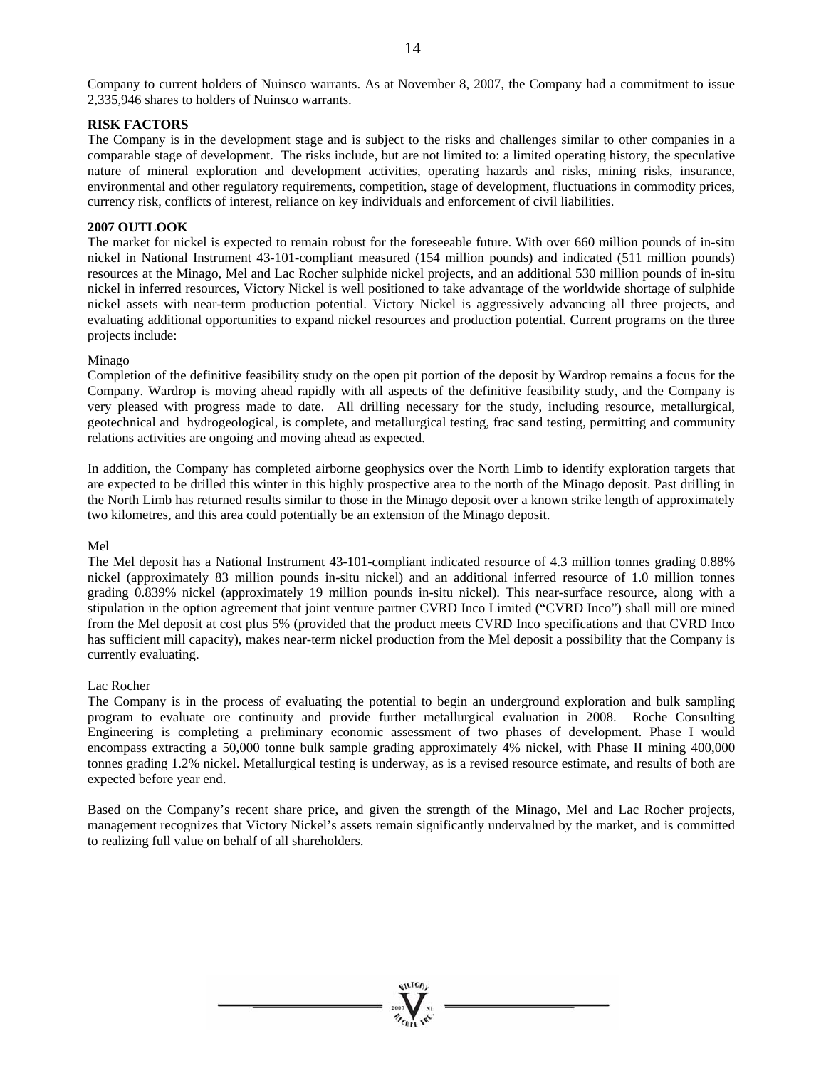Company to current holders of Nuinsco warrants. As at November 8, 2007, the Company had a commitment to issue 2,335,946 shares to holders of Nuinsco warrants.

**RISK FACTORS**

The Company is in the development stage and is subject to the risks and challenges similar to other companies in a comparable stage of development. The risks include, but are not limited to: a limited operating history, the speculative nature of mineral exploration and development activities, operating hazards and risks, mining risks, insurance, environmental and other regulatory requirements, competition, stage of development, fluctuations in commodity prices, currency risk, conflicts of interest, reliance on key individuals and enforcement of civil liabilities.

**2007 OUTLOOK**

The market for nickel is expected to remain robust for the foreseeable future. With over 660 million pounds of in-situ nickel in National Instrument 43-101-compliant measured (154 million pounds) and indicated (511 million pounds) resources at the Minago, Mel and Lac Rocher sulphide nickel projects, and an additional 530 million pounds of in-situ nickel in inferred resources, Victory Nickel is well positioned to take advantage of the worldwide shortage of sulphide nickel assets with near-term production potential. Victory Nickel is aggressively advancing all three projects, and evaluating additional opportunities to expand nickel resources and production potential. Current programs on the three projects include:

Minago

Completion of the definitive feasibility study on the open pit portion of the deposit by Wardrop remains a focus for the Company. Wardrop is moving ahead rapidly with all aspects of the definitive feasibility study, and the Company is very pleased with progress made to date. All drilling necessary for the study, including resource, metallurgical, geotechnical and hydrogeological, is complete, and metallurgical testing, frac sand testing, permitting and community relations activities are ongoing and moving ahead as expected.

In addition, the Company has completed airborne geophysics over the North Limb to identify exploration targets that are expected to be drilled this winter in this highly prospective area to the north of the Minago deposit. Past drilling in the North Limb has returned results similar to those in the Minago deposit over a known strike length of approximately two kilometres, and this area could potentially be an extension of the Minago deposit.

Mel

The Mel deposit has a National Instrument 43-101-compliant indicated resource of 4.3 million tonnes grading 0.88% nickel (approximately 83 million pounds in-situ nickel) and an additional inferred resource of 1.0 million tonnes grading 0.839% nickel (approximately 19 million pounds in-situ nickel). This near-surface resource, along with a stipulation in the option agreement that joint venture partner CVRD Inco Limited ("CVRD Inco") shall mill ore mined from the Mel deposit at cost plus 5% (provided that the product meets CVRD Inco specifications and that CVRD Inco has sufficient mill capacity), makes near-term nickel production from the Mel deposit a possibility that the Company is currently evaluating.

Lac Rocher

The Company is in the process of evaluating the potential to begin an underground exploration and bulk sampling program to evaluate ore continuity and provide further metallurgical evaluation in 2008. Roche Consulting Engineering is completing a preliminary economic assessment of two phases of development. Phase I would encompass extracting a 50,000 tonne bulk sample grading approximately 4% nickel, with Phase II mining 400,000 tonnes grading 1.2% nickel. Metallurgical testing is underway, as is a revised resource estimate, and results of both are expected before year end.

Based on the Company's recent share price, and given the strength of the Minago, Mel and Lac Rocher projects, management recognizes that Victory Nickel's assets remain significantly undervalued by the market, and is committed to realizing full value on behalf of all shareholders.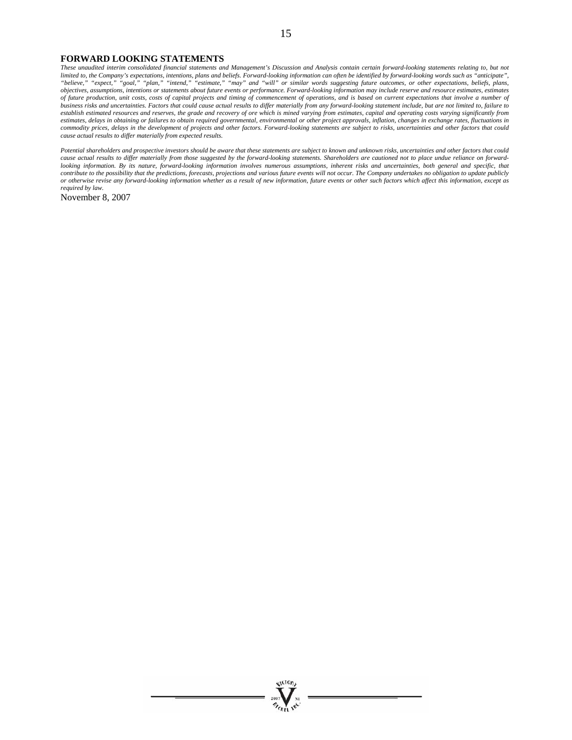## FORWARD LOOKING STATEMENTS

*These unaudited interim consolidated financial statements and Management's Discussion and Analysis contain certain forward-looking statements relating to, but not limited to, the Company's expectations, intentions, plans and beliefs. Forward-looking information can often be identified by forward-looking words such as "anticipate", "believe," "expect," "goal," "plan," "intend," "estimate," "may" and "will" or similar words suggesting future outcomes, or other expectations, beliefs, plans, objectives, assumptions, intentions or statements about future events or performance. Forward-looking information may include reserve and resource estimates, estimates of future production, unit costs, costs of capital projects and timing of commencement of operations, and is based on current expectations that involve a number of business risks and uncertainties. Factors that could cause actual results to differ materially from any forward-looking statement include, but are not limited to, failure to establish estimated resources and reserves, the grade and recovery of ore which is mined varying from estimates, capital and operating costs varying significantly from estimates, delays in obtaining or failures to obtain required governmental, environmental or other project approvals, inflation, changes in exchange rates, fluctuations in commodity prices, delays in the development of projects and other factors. Forward-looking statements are subject to risks, uncertainties and other factors that could cause actual results to differ materially from expected results.*

*Potential shareholders and prospective investors should be aware that these statements are subject to known and unknown risks, uncertainties and other factors that could cause actual results to differ materially from those suggested by the forward-looking statements. Shareholders are cautioned not to place undue reliance on forward-looking information. By its nature, forward-looking information involves numerous assumptions, inherent risks and uncertainties, both general and specific, that contribute to the possibility that the predictions, forecasts, projections and various future events will not occur. The Company undertakes no obligation to update publicly or otherwise revise any forward-looking information whether as a result of new information, future events or other such factors which affect this information, except as required by law.*

November 8, 2007